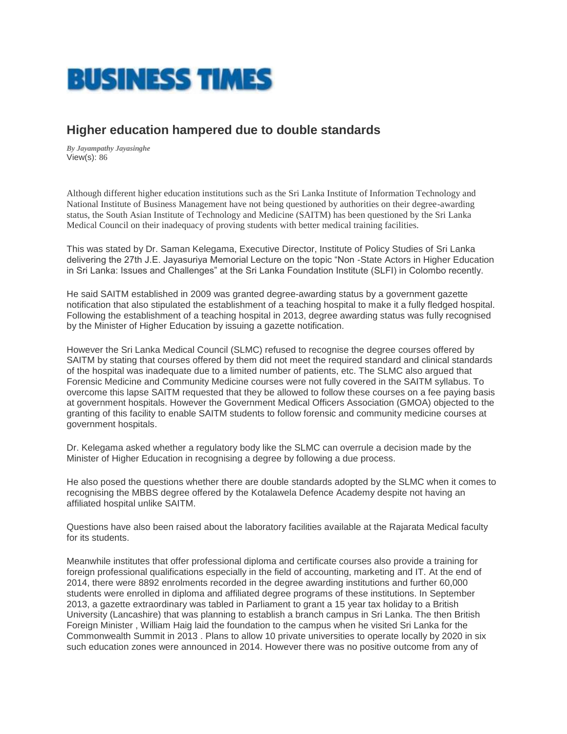# BUSINESS TIMES

## Higher education hampered due to double standards

*By Jayampathy Jayasinghe*
View(s): 86

Although different higher education institutions such as the Sri Lanka Institute of Information Technology and National Institute of Business Management have not being questioned by authorities on their degree-awarding status, the South Asian Institute of Technology and Medicine (SAITM) has been questioned by the Sri Lanka Medical Council on their inadequacy of proving students with better medical training facilities.

This was stated by Dr. Saman Kelegama, Executive Director, Institute of Policy Studies of Sri Lanka delivering the 27th J.E. Jayasuriya Memorial Lecture on the topic "Non -State Actors in Higher Education in Sri Lanka: Issues and Challenges" at the Sri Lanka Foundation Institute (SLFI) in Colombo recently.

He said SAITM established in 2009 was granted degree-awarding status by a government gazette notification that also stipulated the establishment of a teaching hospital to make it a fully fledged hospital. Following the establishment of a teaching hospital in 2013, degree awarding status was fully recognised by the Minister of Higher Education by issuing a gazette notification.

However the Sri Lanka Medical Council (SLMC) refused to recognise the degree courses offered by SAITM by stating that courses offered by them did not meet the required standard and clinical standards of the hospital was inadequate due to a limited number of patients, etc. The SLMC also argued that Forensic Medicine and Community Medicine courses were not fully covered in the SAITM syllabus. To overcome this lapse SAITM requested that they be allowed to follow these courses on a fee paying basis at government hospitals. However the Government Medical Officers Association (GMOA) objected to the granting of this facility to enable SAITM students to follow forensic and community medicine courses at government hospitals.

Dr. Kelegama asked whether a regulatory body like the SLMC can overrule a decision made by the Minister of Higher Education in recognising a degree by following a due process.

He also posed the questions whether there are double standards adopted by the SLMC when it comes to recognising the MBBS degree offered by the Kotalawela Defence Academy despite not having an affiliated hospital unlike SAITM.

Questions have also been raised about the laboratory facilities available at the Rajarata Medical faculty for its students.

Meanwhile institutes that offer professional diploma and certificate courses also provide a training for foreign professional qualifications especially in the field of accounting, marketing and IT. At the end of 2014, there were 8892 enrolments recorded in the degree awarding institutions and further 60,000 students were enrolled in diploma and affiliated degree programs of these institutions. In September 2013, a gazette extraordinary was tabled in Parliament to grant a 15 year tax holiday to a British University (Lancashire) that was planning to establish a branch campus in Sri Lanka. The then British Foreign Minister , William Haig laid the foundation to the campus when he visited Sri Lanka for the Commonwealth Summit in 2013 . Plans to allow 10 private universities to operate locally by 2020 in six such education zones were announced in 2014. However there was no positive outcome from any of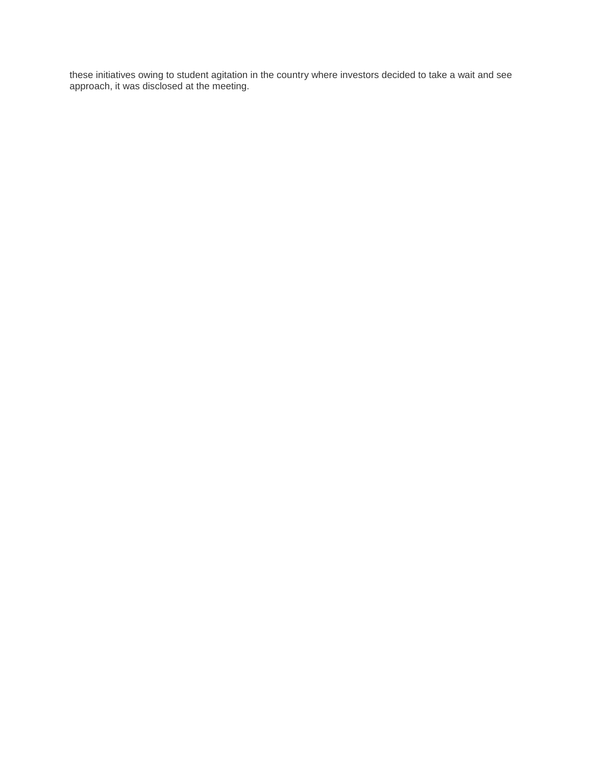these initiatives owing to student agitation in the country where investors decided to take a wait and see approach, it was disclosed at the meeting.